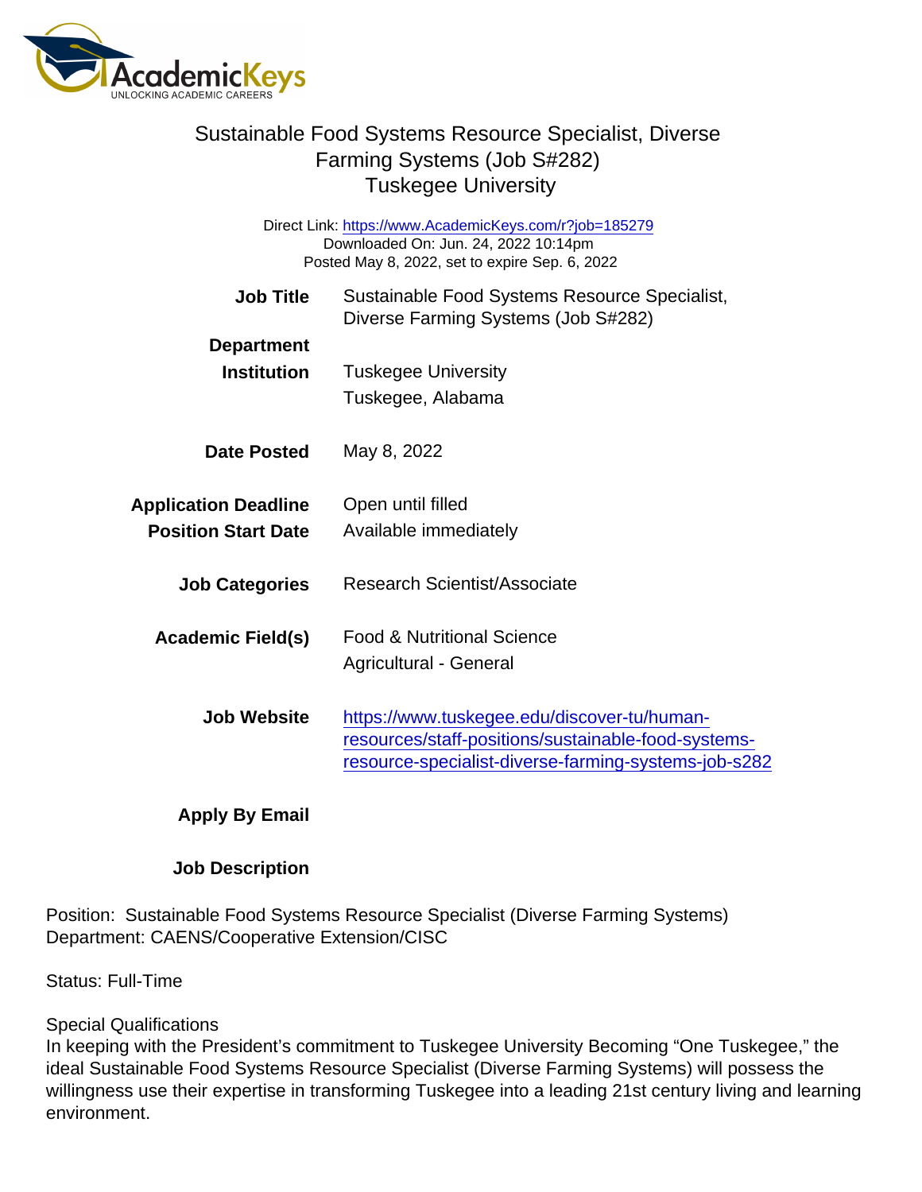# Sustainable Food Systems Resource Specialist, Diverse Farming Systems (Job S#282)
## Tuskegee University

Direct Link: https://www.AcademicKeys.com/r?job=185279
Downloaded On: Jun. 24, 2022 10:14pm
Posted May 8, 2022, set to expire Sep. 6, 2022

| | |
|---|---|
| **Job Title** | Sustainable Food Systems Resource Specialist, Diverse Farming Systems (Job S#282) |
| **Department** | |
| **Institution** | Tuskegee University<br>Tuskegee, Alabama |
| **Date Posted** | May 8, 2022 |
| **Application Deadline** | Open until filled |
| **Position Start Date** | Available immediately |
| **Job Categories** | Research Scientist/Associate |
| **Academic Field(s)** | Food & Nutritional Science<br>Agricultural - General |
| **Job Website** | https://www.tuskegee.edu/discover-tu/human-resources/staff-positions/sustainable-food-systems-resource-specialist-diverse-farming-systems-job-s282 |
| **Apply By Email** | |
| **Job Description** | |

Position: Sustainable Food Systems Resource Specialist (Diverse Farming Systems)
Department: CAENS/Cooperative Extension/CISC

Status: Full-Time

Special Qualifications
In keeping with the President's commitment to Tuskegee University Becoming "One Tuskegee," the ideal Sustainable Food Systems Resource Specialist (Diverse Farming Systems) will possess the willingness use their expertise in transforming Tuskegee into a leading 21st century living and learning environment.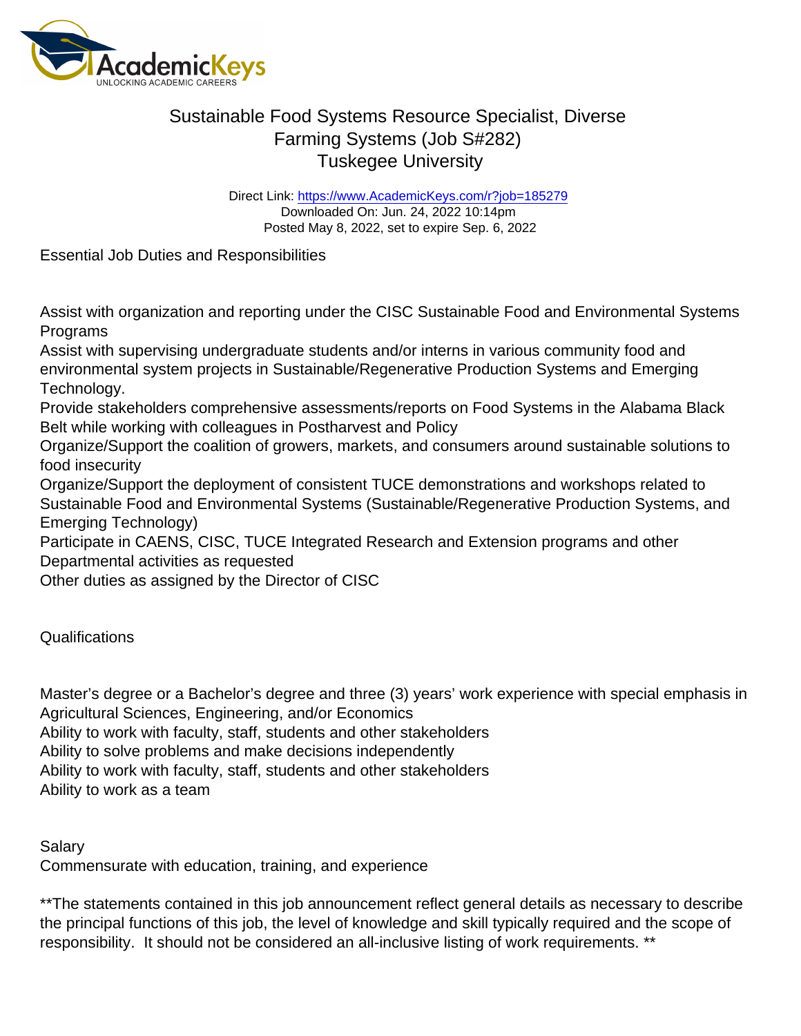# Sustainable Food Systems Resource Specialist, Diverse Farming Systems (Job S#282)
# Tuskegee University

Direct Link: https://www.AcademicKeys.com/r?job=185279
Downloaded On: Jun. 24, 2022 10:14pm
Posted May 8, 2022, set to expire Sep. 6, 2022

Essential Job Duties and Responsibilities

Assist with organization and reporting under the CISC Sustainable Food and Environmental Systems Programs
Assist with supervising undergraduate students and/or interns in various community food and environmental system projects in Sustainable/Regenerative Production Systems and Emerging Technology.
Provide stakeholders comprehensive assessments/reports on Food Systems in the Alabama Black Belt while working with colleagues in Postharvest and Policy
Organize/Support the coalition of growers, markets, and consumers around sustainable solutions to food insecurity
Organize/Support the deployment of consistent TUCE demonstrations and workshops related to Sustainable Food and Environmental Systems (Sustainable/Regenerative Production Systems, and Emerging Technology)
Participate in CAENS, CISC, TUCE Integrated Research and Extension programs and other Departmental activities as requested
Other duties as assigned by the Director of CISC

Qualifications

Master's degree or a Bachelor's degree and three (3) years' work experience with special emphasis in Agricultural Sciences, Engineering, and/or Economics
Ability to work with faculty, staff, students and other stakeholders
Ability to solve problems and make decisions independently
Ability to work with faculty, staff, students and other stakeholders
Ability to work as a team

Salary
Commensurate with education, training, and experience

**The statements contained in this job announcement reflect general details as necessary to describe the principal functions of this job, the level of knowledge and skill typically required and the scope of responsibility. It should not be considered an all-inclusive listing of work requirements. **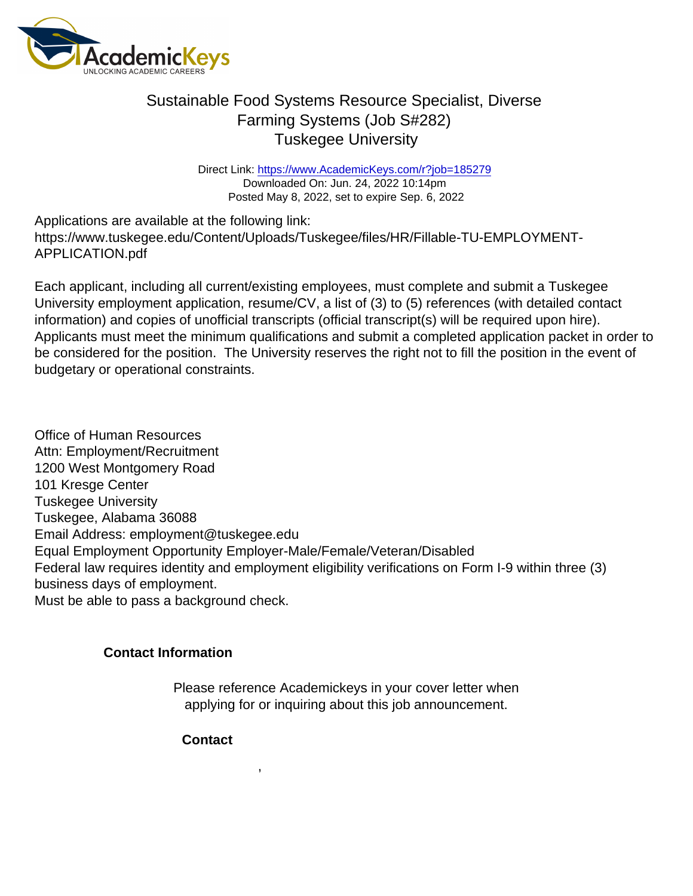# Sustainable Food Systems Resource Specialist, Diverse Farming Systems (Job S#282)
## Tuskegee University

Direct Link: https://www.AcademicKeys.com/r?job=185279
Downloaded On: Jun. 24, 2022 10:14pm
Posted May 8, 2022, set to expire Sep. 6, 2022

Applications are available at the following link:
https://www.tuskegee.edu/Content/Uploads/Tuskegee/files/HR/Fillable-TU-EMPLOYMENT-APPLICATION.pdf

Each applicant, including all current/existing employees, must complete and submit a Tuskegee University employment application, resume/CV, a list of (3) to (5) references (with detailed contact information) and copies of unofficial transcripts (official transcript(s) will be required upon hire). Applicants must meet the minimum qualifications and submit a completed application packet in order to be considered for the position. The University reserves the right not to fill the position in the event of budgetary or operational constraints.

Office of Human Resources
Attn: Employment/Recruitment
1200 West Montgomery Road
101 Kresge Center
Tuskegee University
Tuskegee, Alabama 36088
Email Address: employment@tuskegee.edu
Equal Employment Opportunity Employer-Male/Female/Veteran/Disabled
Federal law requires identity and employment eligibility verifications on Form I-9 within three (3) business days of employment.
Must be able to pass a background check.

**Contact Information**

Please reference Academickeys in your cover letter when applying for or inquiring about this job announcement.

**Contact**

,